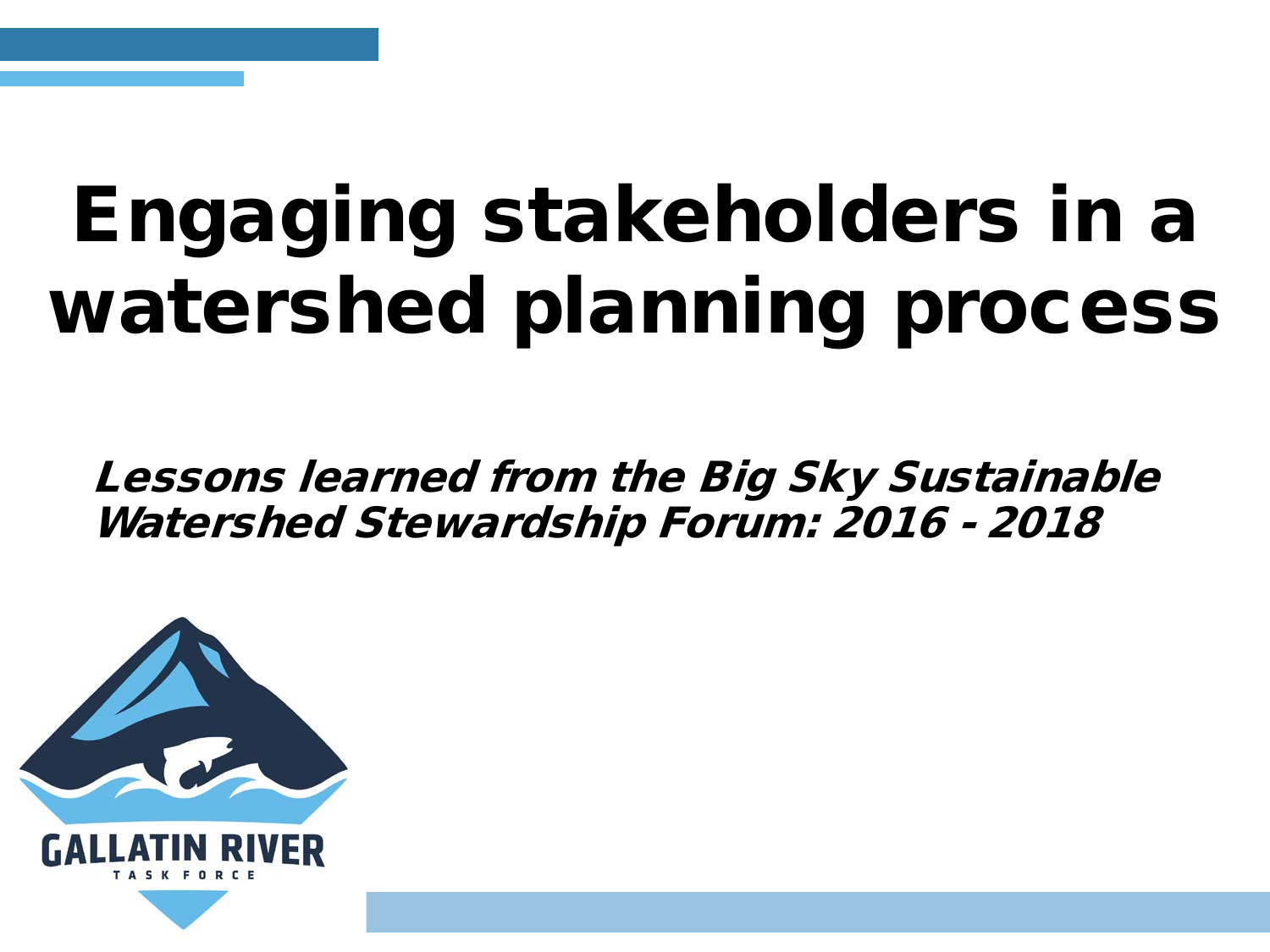# Engaging stakeholders in a watershed planning process

***Lessons learned from the Big Sky Sustainable Watershed Stewardship Forum: 2016 - 2018***

GALLATIN RIVER
TASK FORCE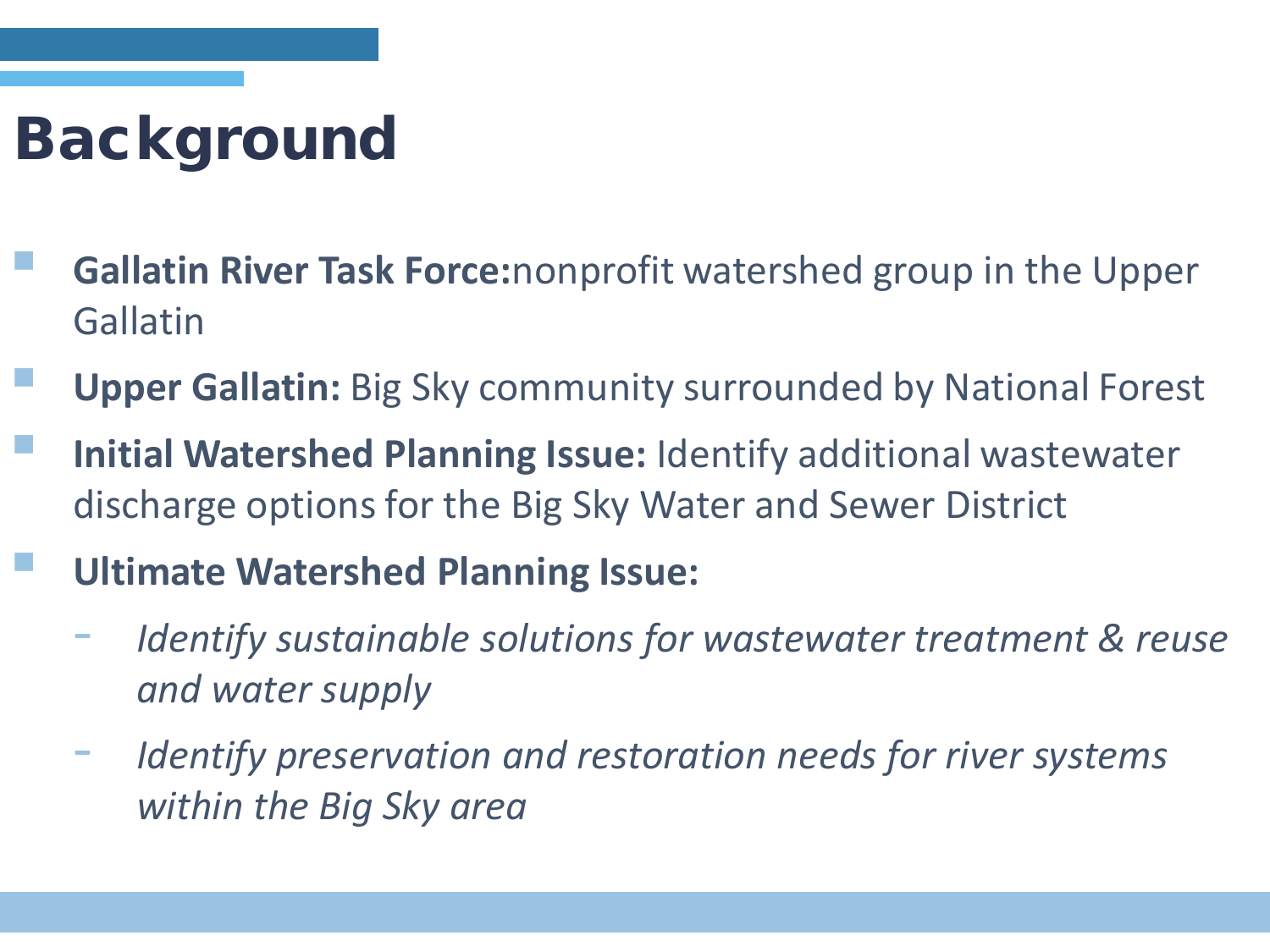# Background

- **Gallatin River Task Force:**nonprofit watershed group in the Upper Gallatin
- **Upper Gallatin:** Big Sky community surrounded by National Forest
- **Initial Watershed Planning Issue:** Identify additional wastewater discharge options for the Big Sky Water and Sewer District
- **Ultimate Watershed Planning Issue:**
  - *Identify sustainable solutions for wastewater treatment & reuse and water supply*
  - *Identify preservation and restoration needs for river systems within the Big Sky area*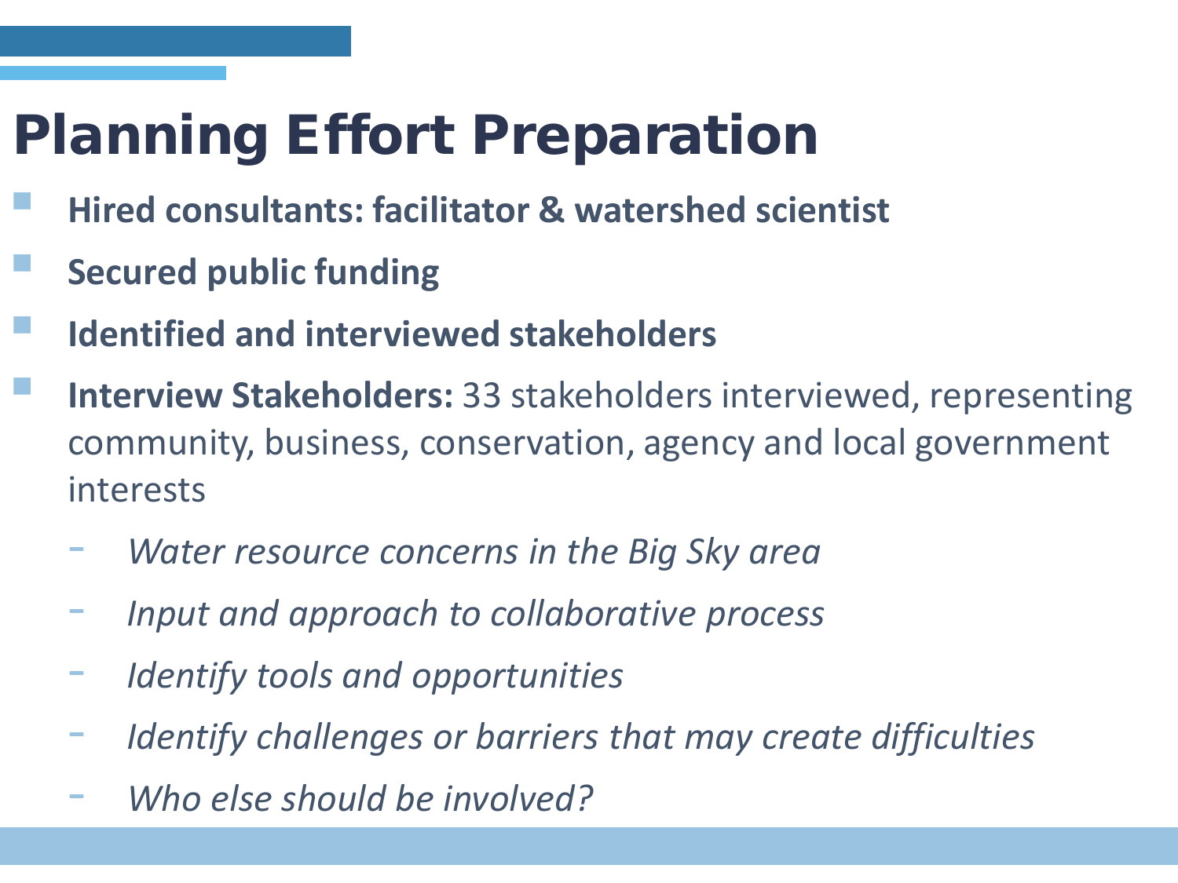# Planning Effort Preparation

- **Hired consultants: facilitator & watershed scientist**
- **Secured public funding**
- **Identified and interviewed stakeholders**
- **Interview Stakeholders:** 33 stakeholders interviewed, representing community, business, conservation, agency and local government interests
  - *Water resource concerns in the Big Sky area*
  - *Input and approach to collaborative process*
  - *Identify tools and opportunities*
  - *Identify challenges or barriers that may create difficulties*
  - *Who else should be involved?*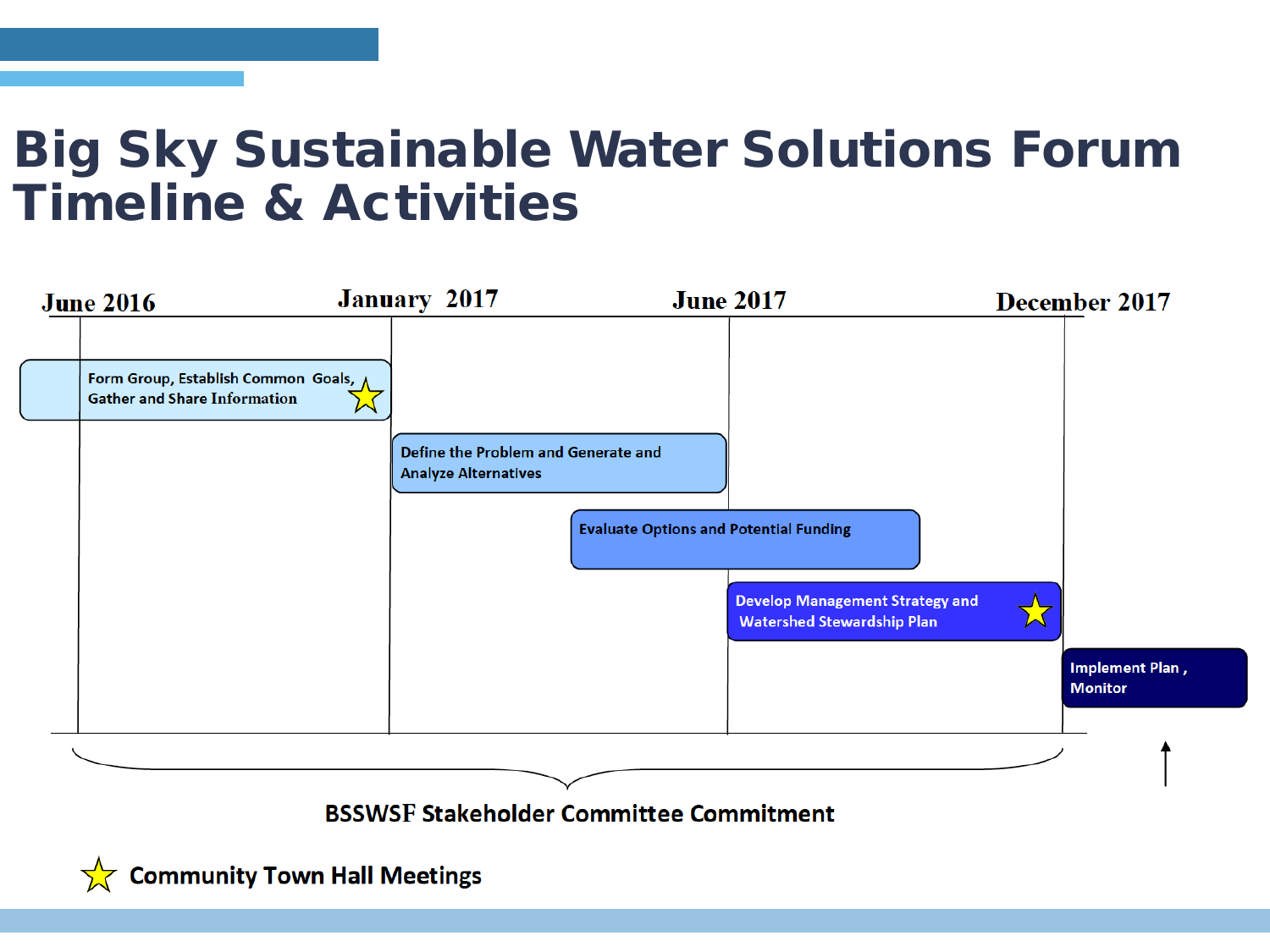# Big Sky Sustainable Water Solutions Forum Timeline & Activities

June 2016 | January 2017 | June 2017 | December 2017

- Form Group, Establish Common Goals, Gather and Share Information ☆
- Define the Problem and Generate and Analyze Alternatives
- Evaluate Options and Potential Funding
- Develop Management Strategy and Watershed Stewardship Plan ☆
- Implement Plan , Monitor

**BSSWSF Stakeholder Committee Commitment**

☆ **Community Town Hall Meetings**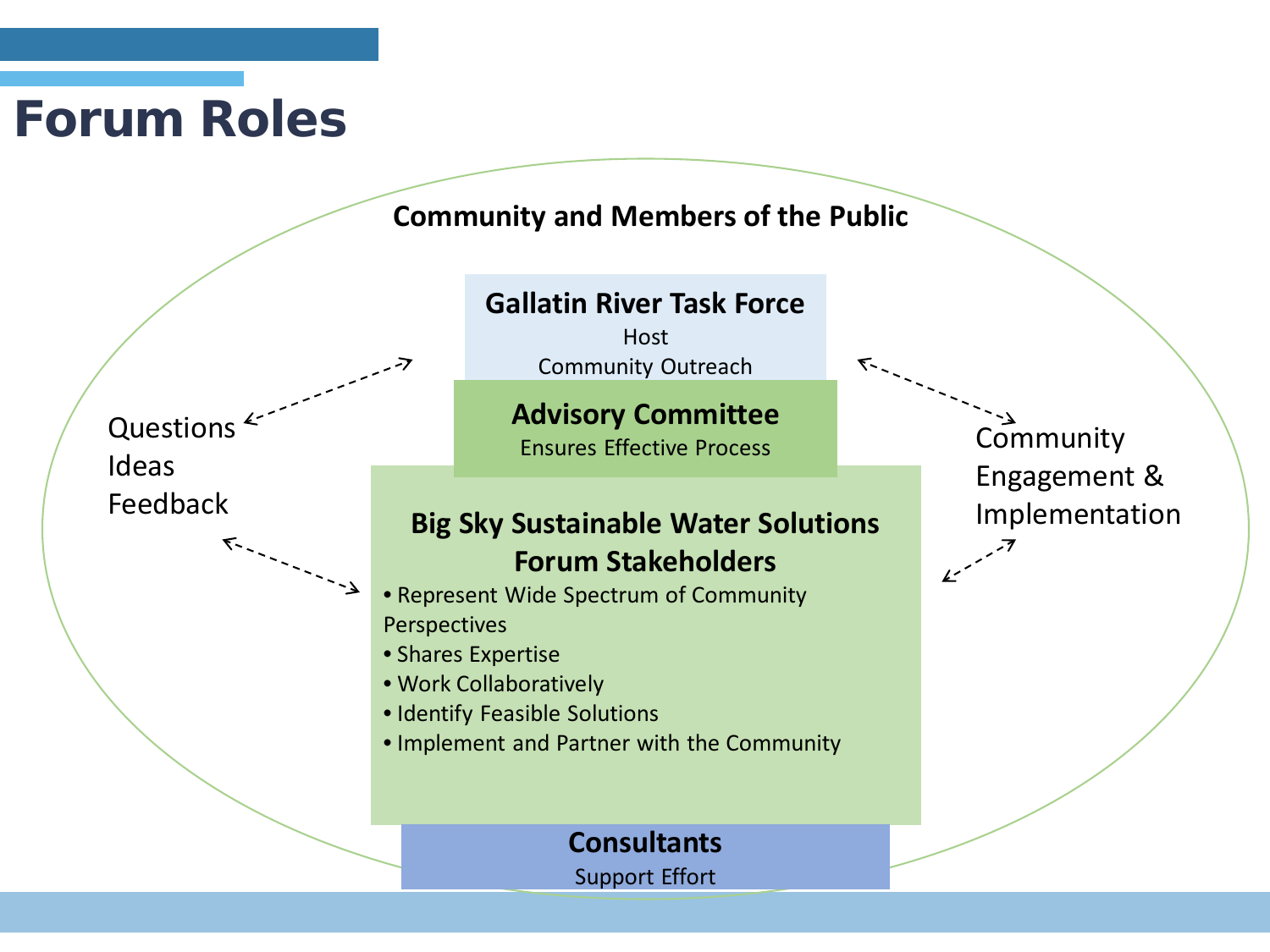# Forum Roles

**Community and Members of the Public**

**Gallatin River Task Force**
Host
Community Outreach

**Advisory Committee**
Ensures Effective Process

**Big Sky Sustainable Water Solutions Forum Stakeholders**

- Represent Wide Spectrum of Community Perspectives
- Shares Expertise
- Work Collaboratively
- Identify Feasible Solutions
- Implement and Partner with the Community

**Consultants**
Support Effort

Questions
Ideas
Feedback

Community Engagement & Implementation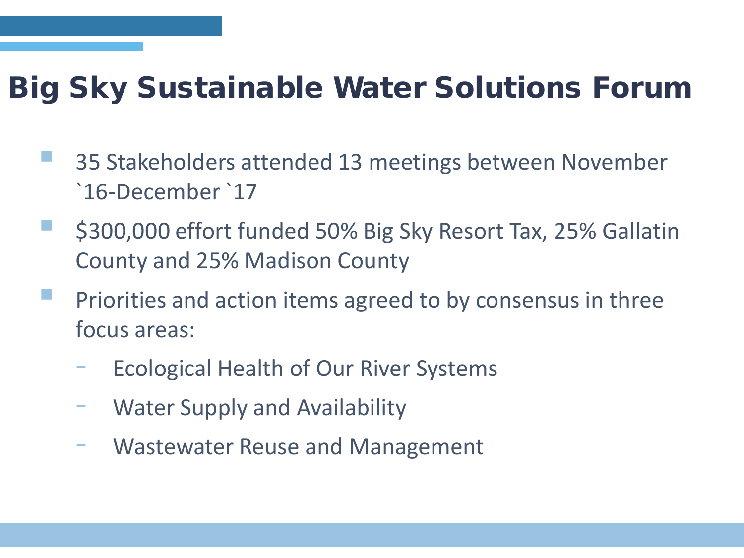# Big Sky Sustainable Water Solutions Forum

- 35 Stakeholders attended 13 meetings between November `16-December `17
- $300,000 effort funded 50% Big Sky Resort Tax, 25% Gallatin County and 25% Madison County
- Priorities and action items agreed to by consensus in three focus areas:
  - Ecological Health of Our River Systems
  - Water Supply and Availability
  - Wastewater Reuse and Management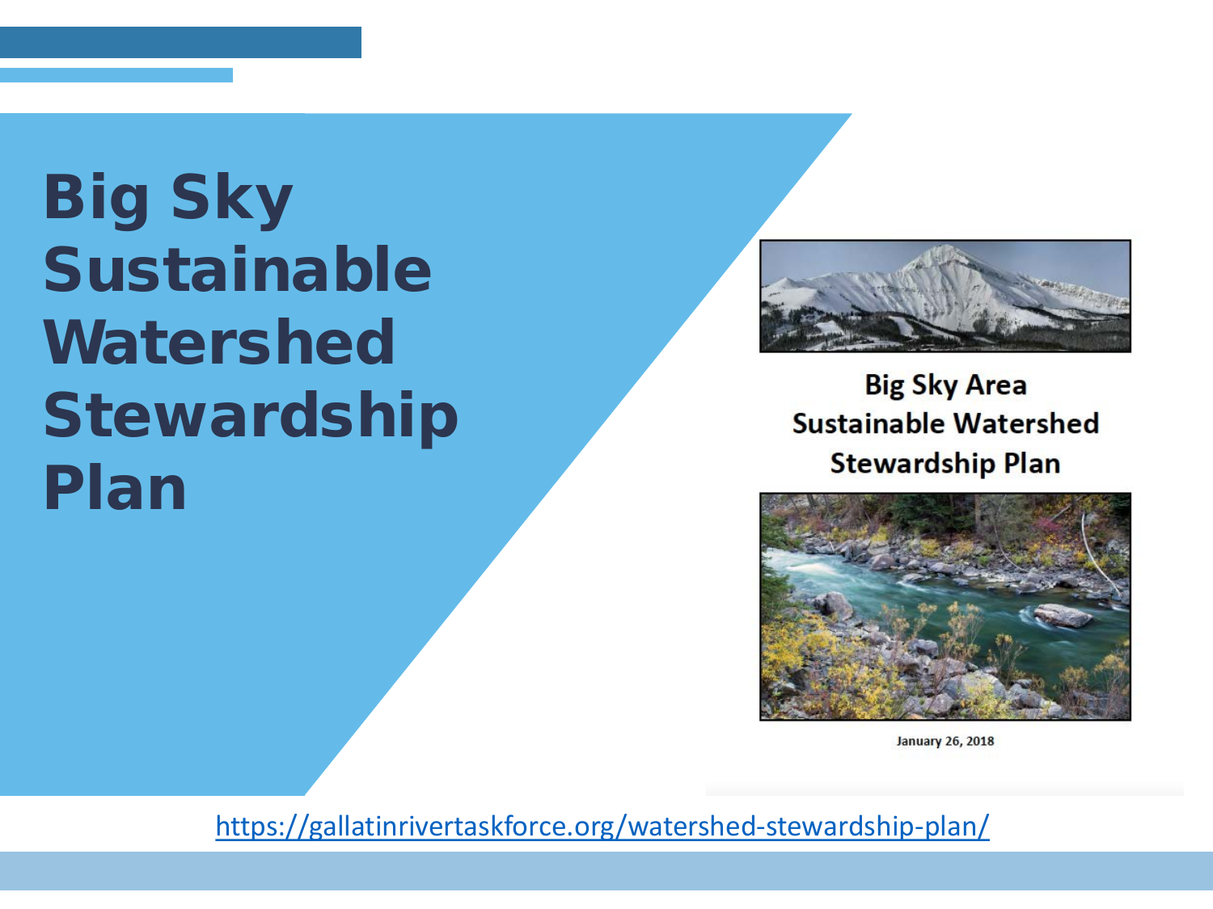# Big Sky Sustainable Watershed Stewardship Plan

Big Sky Area
Sustainable Watershed
Stewardship Plan

January 26, 2018

https://gallatinrivertaskforce.org/watershed-stewardship-plan/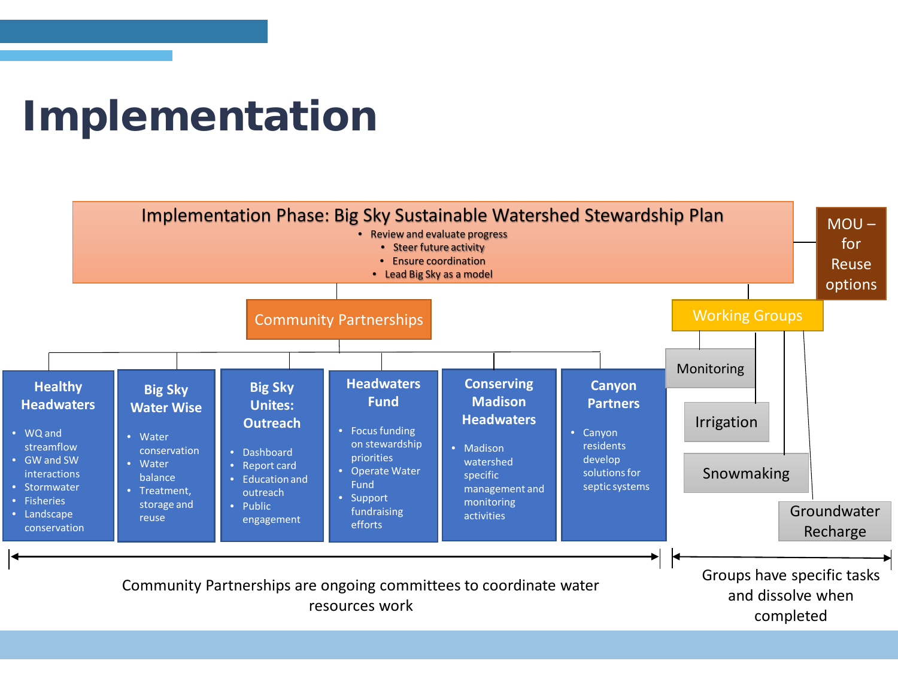# Implementation

## Implementation Phase: Big Sky Sustainable Watershed Stewardship Plan

- Review and evaluate progress
- Steer future activity
- Ensure coordination
- Lead Big Sky as a model

**MOU – for Reuse options**

### Community Partnerships

**Healthy Headwaters**
- WQ and streamflow
- GW and SW interactions
- Stormwater
- Fisheries
- Landscape conservation

**Big Sky Water Wise**
- Water conservation
- Water balance
- Treatment, storage and reuse

**Big Sky Unites: Outreach**
- Dashboard
- Report card
- Education and outreach
- Public engagement

**Headwaters Fund**
- Focus funding on stewardship priorities
- Operate Water Fund
- Support fundraising efforts

**Conserving Madison Headwaters**
- Madison watershed specific management and monitoring activities

**Canyon Partners**
- Canyon residents develop solutions for septic systems

Community Partnerships are ongoing committees to coordinate water resources work

### Working Groups

- Monitoring
- Irrigation
- Snowmaking
- Groundwater Recharge

Groups have specific tasks and dissolve when completed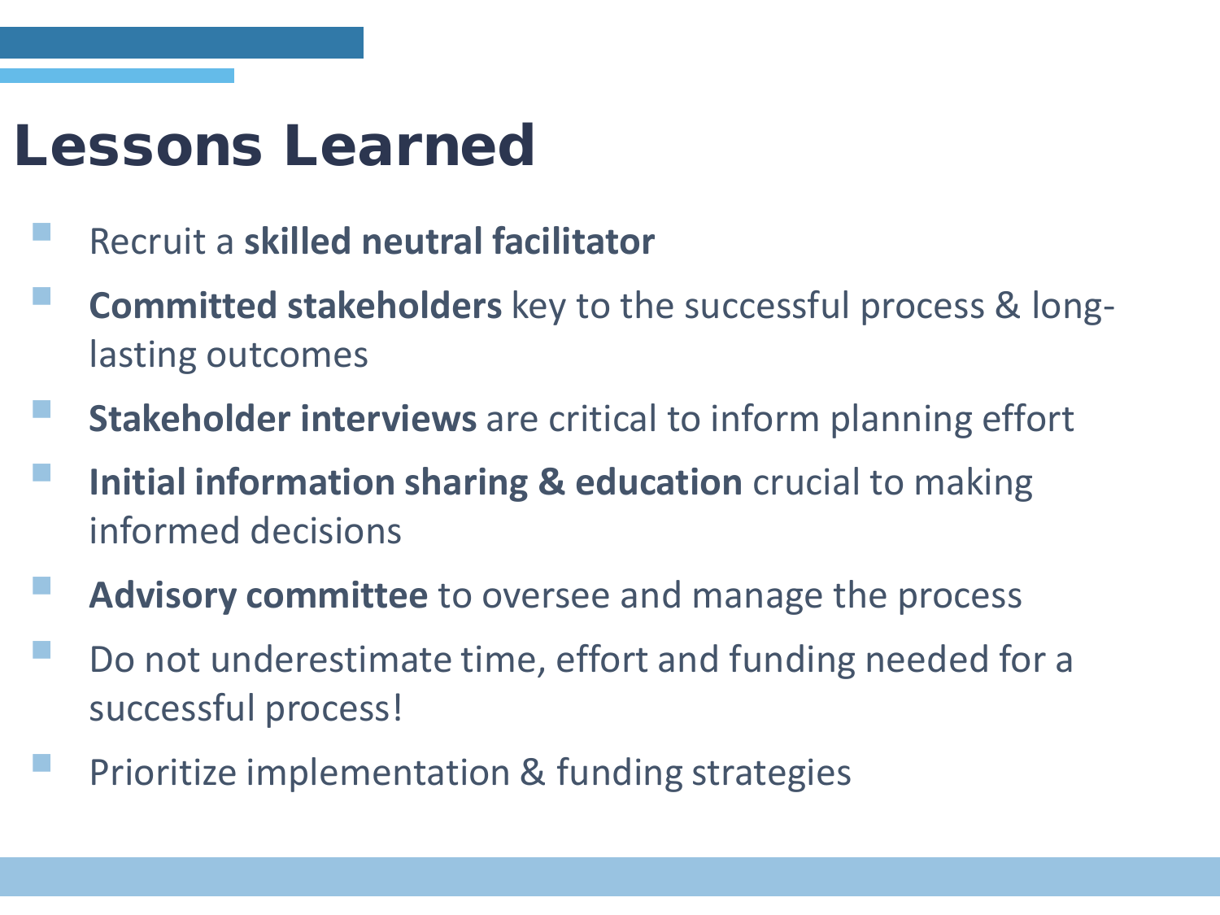# Lessons Learned

- Recruit a **skilled neutral facilitator**
- **Committed stakeholders** key to the successful process & long-lasting outcomes
- **Stakeholder interviews** are critical to inform planning effort
- **Initial information sharing & education** crucial to making informed decisions
- **Advisory committee** to oversee and manage the process
- Do not underestimate time, effort and funding needed for a successful process!
- Prioritize implementation & funding strategies